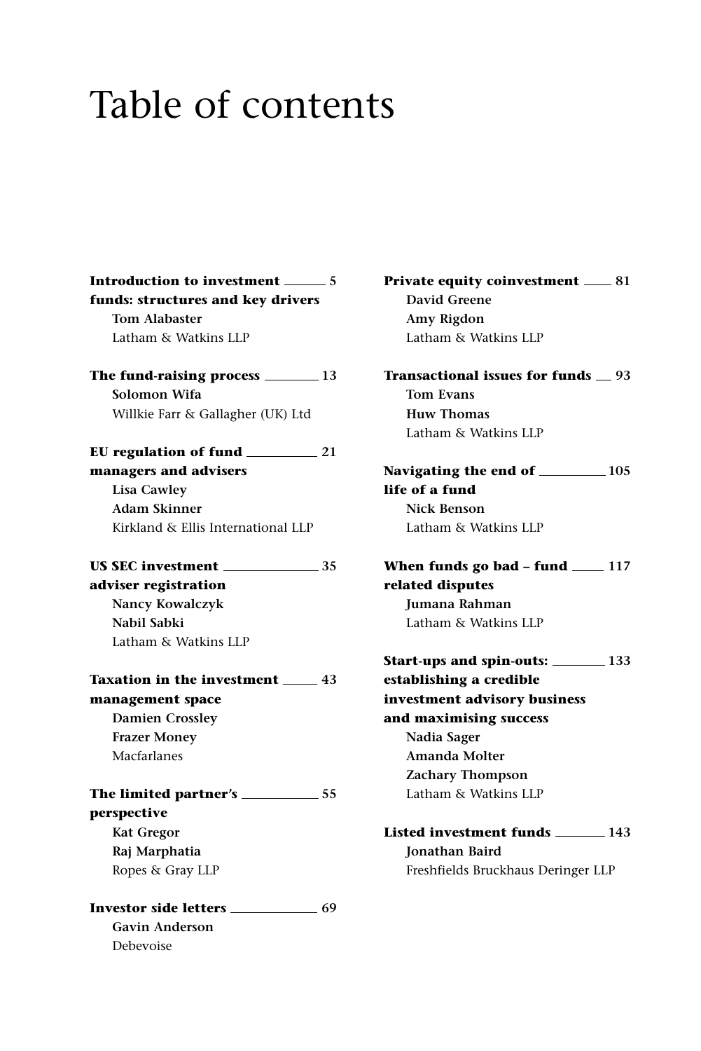# Table of contents

**Introduction to investment funds: structures and key drivers** — 5
**Tom Alabaster**
Latham & Watkins LLP

**The fund-raising process** — 13
**Solomon Wifa**
Willkie Farr & Gallagher (UK) Ltd

**EU regulation of fund managers and advisers** — 21
**Lisa Cawley**
**Adam Skinner**
Kirkland & Ellis International LLP

**US SEC investment adviser registration** — 35
**Nancy Kowalczyk**
**Nabil Sabki**
Latham & Watkins LLP

**Taxation in the investment management space** — 43
**Damien Crossley**
**Frazer Money**
Macfarlanes

**The limited partner's perspective** — 55
**Kat Gregor**
**Raj Marphatia**
Ropes & Gray LLP

**Investor side letters** — 69
**Gavin Anderson**
Debevoise

**Private equity coinvestment** — 81
**David Greene**
**Amy Rigdon**
Latham & Watkins LLP

**Transactional issues for funds** — 93
**Tom Evans**
**Huw Thomas**
Latham & Watkins LLP

**Navigating the end of life of a fund** — 105
**Nick Benson**
Latham & Watkins LLP

**When funds go bad – fund related disputes** — 117
**Jumana Rahman**
Latham & Watkins LLP

**Start-ups and spin-outs: establishing a credible investment advisory business and maximising success** — 133
**Nadia Sager**
**Amanda Molter**
**Zachary Thompson**
Latham & Watkins LLP

**Listed investment funds** — 143
**Jonathan Baird**
Freshfields Bruckhaus Deringer LLP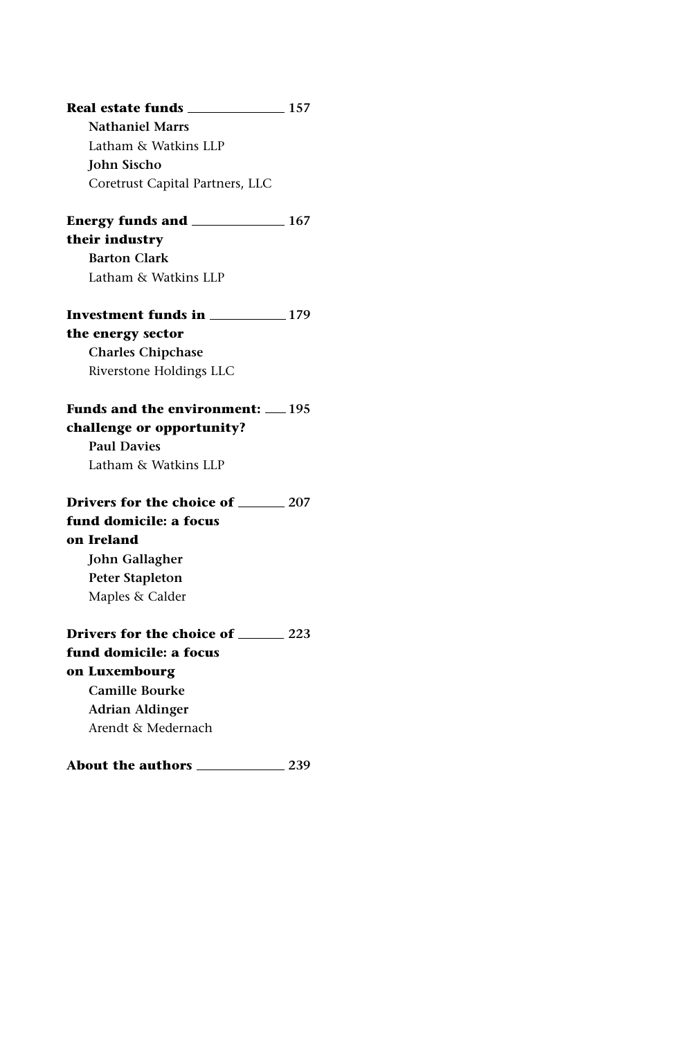**Real estate funds** 157

**Nathaniel Marrs**
Latham & Watkins LLP
**John Sischo**
Coretrust Capital Partners, LLC

**Energy funds and their industry** 167

**Barton Clark**
Latham & Watkins LLP

**Investment funds in the energy sector** 179

**Charles Chipchase**
Riverstone Holdings LLC

**Funds and the environment: challenge or opportunity?** 195

**Paul Davies**
Latham & Watkins LLP

**Drivers for the choice of fund domicile: a focus on Ireland** 207

**John Gallagher**
**Peter Stapleton**
Maples & Calder

**Drivers for the choice of fund domicile: a focus on Luxembourg** 223

**Camille Bourke**
**Adrian Aldinger**
Arendt & Medernach

**About the authors** 239